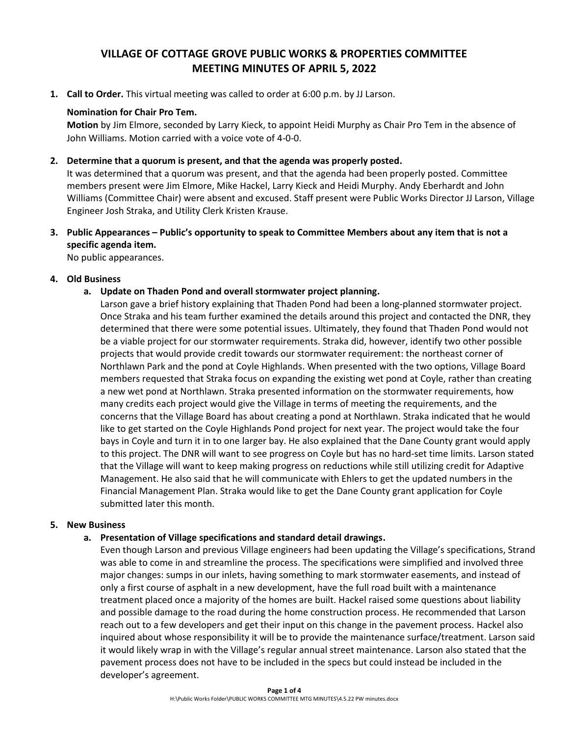# VILLAGE OF COTTAGE GROVE PUBLIC WORKS & PROPERTIES COMMITTEE MEETING MINUTES OF APRIL 5, 2022

1. **Call to Order.** This virtual meeting was called to order at 6:00 p.m. by JJ Larson.

   **Nomination for Chair Pro Tem.**
   **Motion** by Jim Elmore, seconded by Larry Kieck, to appoint Heidi Murphy as Chair Pro Tem in the absence of John Williams. Motion carried with a voice vote of 4-0-0.

2. **Determine that a quorum is present, and that the agenda was properly posted.**
   It was determined that a quorum was present, and that the agenda had been properly posted. Committee members present were Jim Elmore, Mike Hackel, Larry Kieck and Heidi Murphy. Andy Eberhardt and John Williams (Committee Chair) were absent and excused. Staff present were Public Works Director JJ Larson, Village Engineer Josh Straka, and Utility Clerk Kristen Krause.

3. **Public Appearances – Public's opportunity to speak to Committee Members about any item that is not a specific agenda item.**
   No public appearances.

4. **Old Business**
   a. **Update on Thaden Pond and overall stormwater project planning.**
   Larson gave a brief history explaining that Thaden Pond had been a long-planned stormwater project. Once Straka and his team further examined the details around this project and contacted the DNR, they determined that there were some potential issues. Ultimately, they found that Thaden Pond would not be a viable project for our stormwater requirements. Straka did, however, identify two other possible projects that would provide credit towards our stormwater requirement: the northeast corner of Northlawn Park and the pond at Coyle Highlands. When presented with the two options, Village Board members requested that Straka focus on expanding the existing wet pond at Coyle, rather than creating a new wet pond at Northlawn. Straka presented information on the stormwater requirements, how many credits each project would give the Village in terms of meeting the requirements, and the concerns that the Village Board has about creating a pond at Northlawn. Straka indicated that he would like to get started on the Coyle Highlands Pond project for next year. The project would take the four bays in Coyle and turn it in to one larger bay. He also explained that the Dane County grant would apply to this project. The DNR will want to see progress on Coyle but has no hard-set time limits. Larson stated that the Village will want to keep making progress on reductions while still utilizing credit for Adaptive Management. He also said that he will communicate with Ehlers to get the updated numbers in the Financial Management Plan. Straka would like to get the Dane County grant application for Coyle submitted later this month.

5. **New Business**
   a. **Presentation of Village specifications and standard detail drawings.**
   Even though Larson and previous Village engineers had been updating the Village's specifications, Strand was able to come in and streamline the process. The specifications were simplified and involved three major changes: sumps in our inlets, having something to mark stormwater easements, and instead of only a first course of asphalt in a new development, have the full road built with a maintenance treatment placed once a majority of the homes are built. Hackel raised some questions about liability and possible damage to the road during the home construction process. He recommended that Larson reach out to a few developers and get their input on this change in the pavement process. Hackel also inquired about whose responsibility it will be to provide the maintenance surface/treatment. Larson said it would likely wrap in with the Village's regular annual street maintenance. Larson also stated that the pavement process does not have to be included in the specs but could instead be included in the developer's agreement.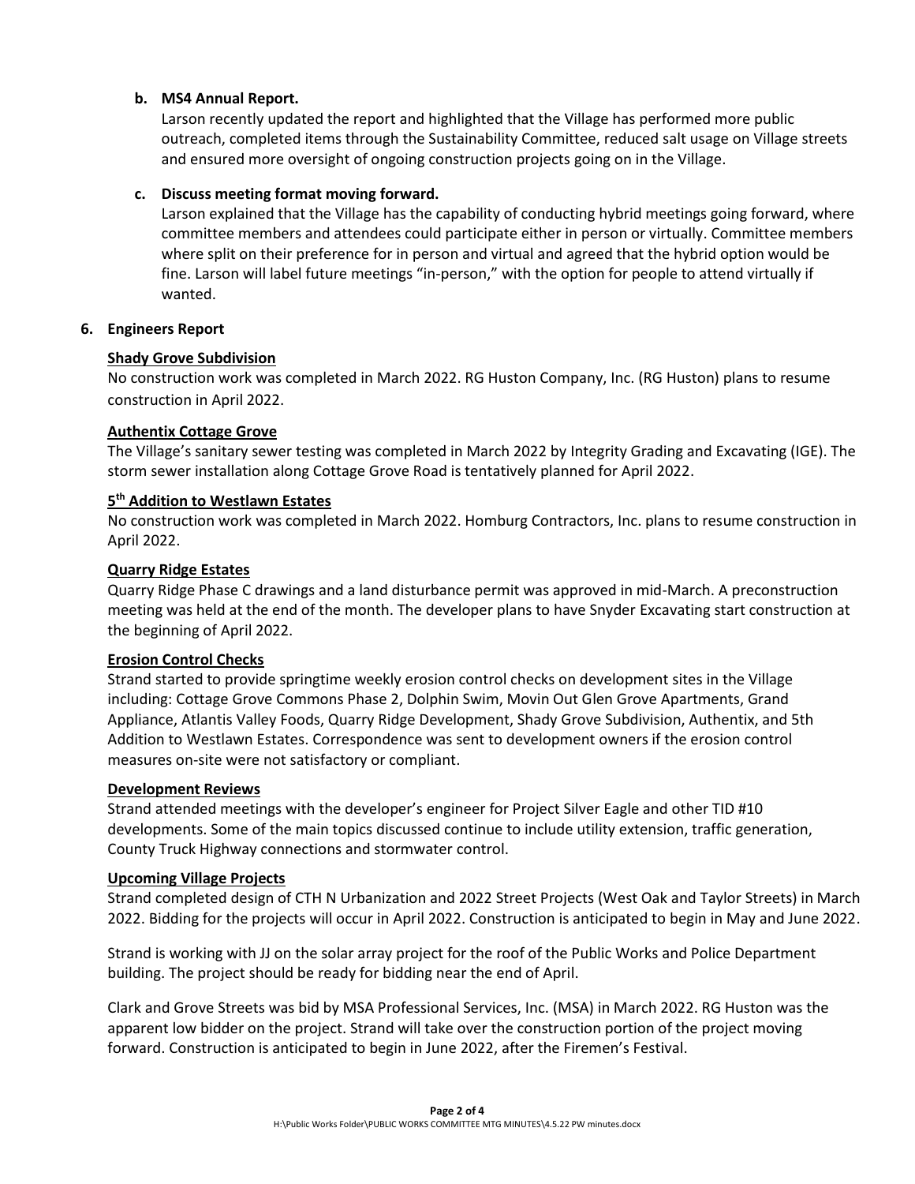**b. MS4 Annual Report.**

Larson recently updated the report and highlighted that the Village has performed more public outreach, completed items through the Sustainability Committee, reduced salt usage on Village streets and ensured more oversight of ongoing construction projects going on in the Village.

**c. Discuss meeting format moving forward.**

Larson explained that the Village has the capability of conducting hybrid meetings going forward, where committee members and attendees could participate either in person or virtually. Committee members where split on their preference for in person and virtual and agreed that the hybrid option would be fine. Larson will label future meetings "in-person," with the option for people to attend virtually if wanted.

**6. Engineers Report**

**Shady Grove Subdivision**

No construction work was completed in March 2022. RG Huston Company, Inc. (RG Huston) plans to resume construction in April 2022.

**Authentix Cottage Grove**

The Village's sanitary sewer testing was completed in March 2022 by Integrity Grading and Excavating (IGE). The storm sewer installation along Cottage Grove Road is tentatively planned for April 2022.

**5th Addition to Westlawn Estates**

No construction work was completed in March 2022. Homburg Contractors, Inc. plans to resume construction in April 2022.

**Quarry Ridge Estates**

Quarry Ridge Phase C drawings and a land disturbance permit was approved in mid-March. A preconstruction meeting was held at the end of the month. The developer plans to have Snyder Excavating start construction at the beginning of April 2022.

**Erosion Control Checks**

Strand started to provide springtime weekly erosion control checks on development sites in the Village including: Cottage Grove Commons Phase 2, Dolphin Swim, Movin Out Glen Grove Apartments, Grand Appliance, Atlantis Valley Foods, Quarry Ridge Development, Shady Grove Subdivision, Authentix, and 5th Addition to Westlawn Estates. Correspondence was sent to development owners if the erosion control measures on-site were not satisfactory or compliant.

**Development Reviews**

Strand attended meetings with the developer's engineer for Project Silver Eagle and other TID #10 developments. Some of the main topics discussed continue to include utility extension, traffic generation, County Truck Highway connections and stormwater control.

**Upcoming Village Projects**

Strand completed design of CTH N Urbanization and 2022 Street Projects (West Oak and Taylor Streets) in March 2022. Bidding for the projects will occur in April 2022. Construction is anticipated to begin in May and June 2022.

Strand is working with JJ on the solar array project for the roof of the Public Works and Police Department building. The project should be ready for bidding near the end of April.

Clark and Grove Streets was bid by MSA Professional Services, Inc. (MSA) in March 2022. RG Huston was the apparent low bidder on the project. Strand will take over the construction portion of the project moving forward. Construction is anticipated to begin in June 2022, after the Firemen's Festival.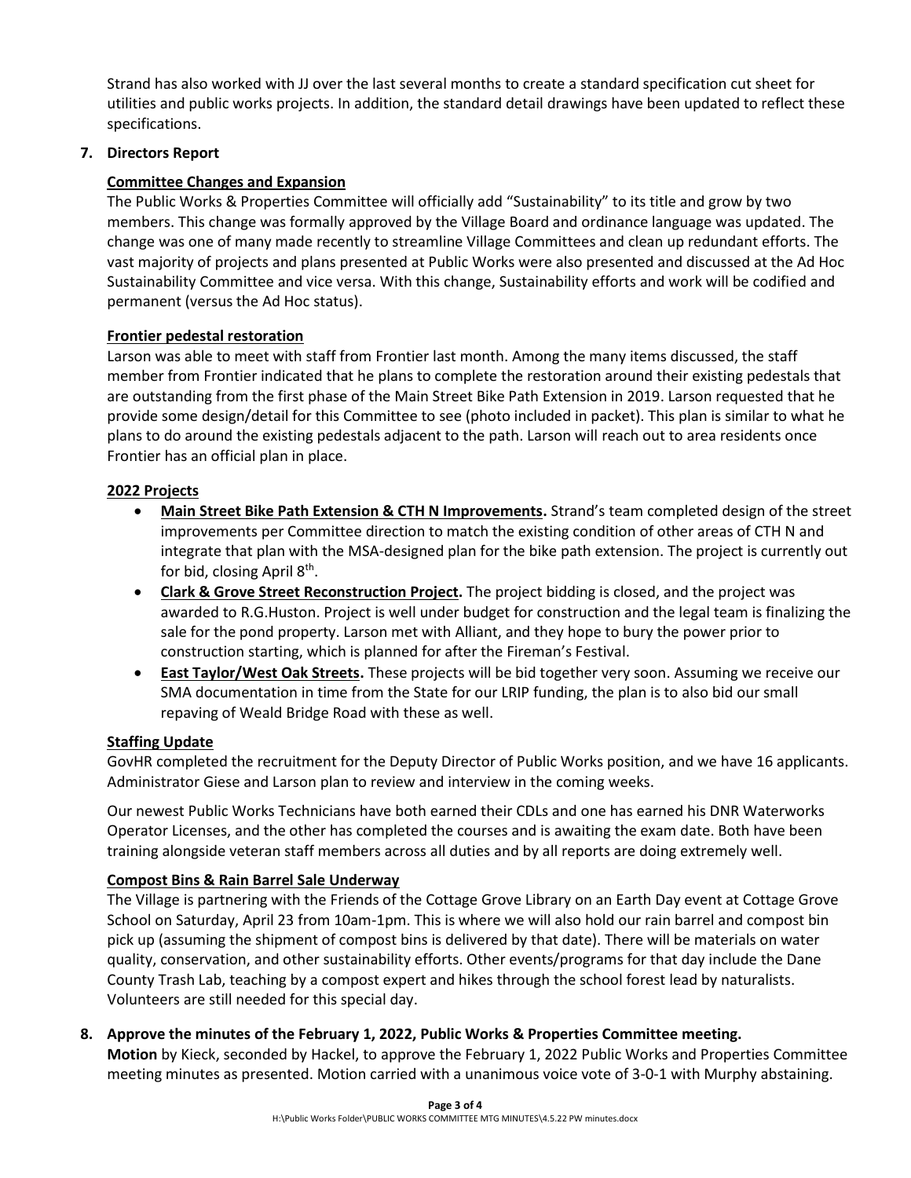Strand has also worked with JJ over the last several months to create a standard specification cut sheet for utilities and public works projects. In addition, the standard detail drawings have been updated to reflect these specifications.

**7. Directors Report**

**Committee Changes and Expansion**

The Public Works & Properties Committee will officially add "Sustainability" to its title and grow by two members. This change was formally approved by the Village Board and ordinance language was updated. The change was one of many made recently to streamline Village Committees and clean up redundant efforts. The vast majority of projects and plans presented at Public Works were also presented and discussed at the Ad Hoc Sustainability Committee and vice versa. With this change, Sustainability efforts and work will be codified and permanent (versus the Ad Hoc status).

**Frontier pedestal restoration**

Larson was able to meet with staff from Frontier last month. Among the many items discussed, the staff member from Frontier indicated that he plans to complete the restoration around their existing pedestals that are outstanding from the first phase of the Main Street Bike Path Extension in 2019. Larson requested that he provide some design/detail for this Committee to see (photo included in packet). This plan is similar to what he plans to do around the existing pedestals adjacent to the path. Larson will reach out to area residents once Frontier has an official plan in place.

**2022 Projects**

- **Main Street Bike Path Extension & CTH N Improvements.** Strand's team completed design of the street improvements per Committee direction to match the existing condition of other areas of CTH N and integrate that plan with the MSA-designed plan for the bike path extension. The project is currently out for bid, closing April 8th.
- **Clark & Grove Street Reconstruction Project.** The project bidding is closed, and the project was awarded to R.G.Huston. Project is well under budget for construction and the legal team is finalizing the sale for the pond property. Larson met with Alliant, and they hope to bury the power prior to construction starting, which is planned for after the Fireman's Festival.
- **East Taylor/West Oak Streets.** These projects will be bid together very soon. Assuming we receive our SMA documentation in time from the State for our LRIP funding, the plan is to also bid our small repaving of Weald Bridge Road with these as well.

**Staffing Update**

GovHR completed the recruitment for the Deputy Director of Public Works position, and we have 16 applicants. Administrator Giese and Larson plan to review and interview in the coming weeks.

Our newest Public Works Technicians have both earned their CDLs and one has earned his DNR Waterworks Operator Licenses, and the other has completed the courses and is awaiting the exam date. Both have been training alongside veteran staff members across all duties and by all reports are doing extremely well.

**Compost Bins & Rain Barrel Sale Underway**

The Village is partnering with the Friends of the Cottage Grove Library on an Earth Day event at Cottage Grove School on Saturday, April 23 from 10am-1pm. This is where we will also hold our rain barrel and compost bin pick up (assuming the shipment of compost bins is delivered by that date). There will be materials on water quality, conservation, and other sustainability efforts. Other events/programs for that day include the Dane County Trash Lab, teaching by a compost expert and hikes through the school forest lead by naturalists. Volunteers are still needed for this special day.

**8. Approve the minutes of the February 1, 2022, Public Works & Properties Committee meeting.**

**Motion** by Kieck, seconded by Hackel, to approve the February 1, 2022 Public Works and Properties Committee meeting minutes as presented. Motion carried with a unanimous voice vote of 3-0-1 with Murphy abstaining.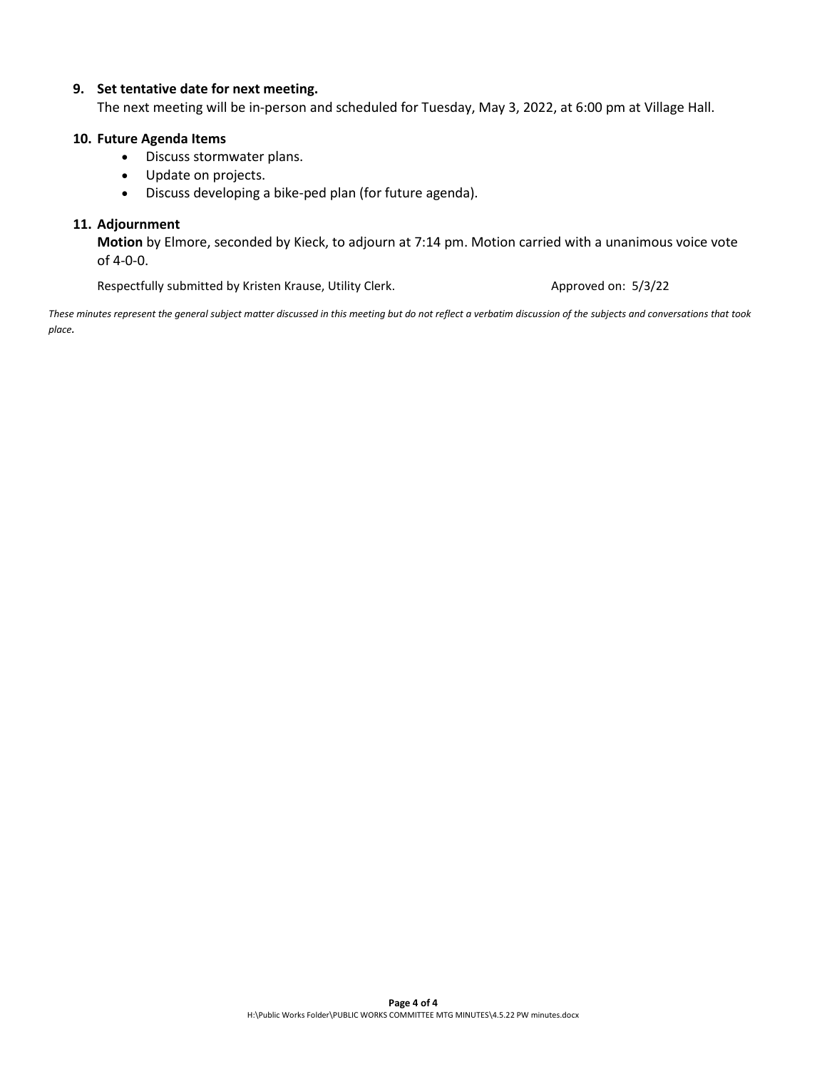**9. Set tentative date for next meeting.**

The next meeting will be in-person and scheduled for Tuesday, May 3, 2022, at 6:00 pm at Village Hall.

**10. Future Agenda Items**

- Discuss stormwater plans.
- Update on projects.
- Discuss developing a bike-ped plan (for future agenda).

**11. Adjournment**

**Motion** by Elmore, seconded by Kieck, to adjourn at 7:14 pm. Motion carried with a unanimous voice vote of 4-0-0.

Respectfully submitted by Kristen Krause, Utility Clerk. Approved on: 5/3/22

*These minutes represent the general subject matter discussed in this meeting but do not reflect a verbatim discussion of the subjects and conversations that took place.*

H:\Public Works Folder\PUBLIC WORKS COMMITTEE MTG MINUTES\4.5.22 PW minutes.docx